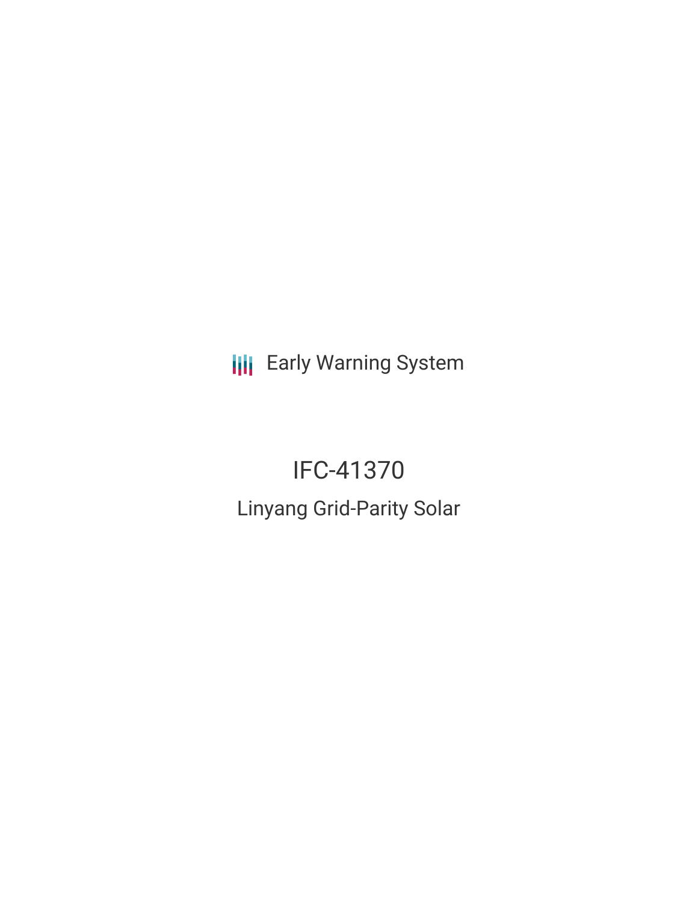Early Warning System

# IFC-41370

## Linyang Grid-Parity Solar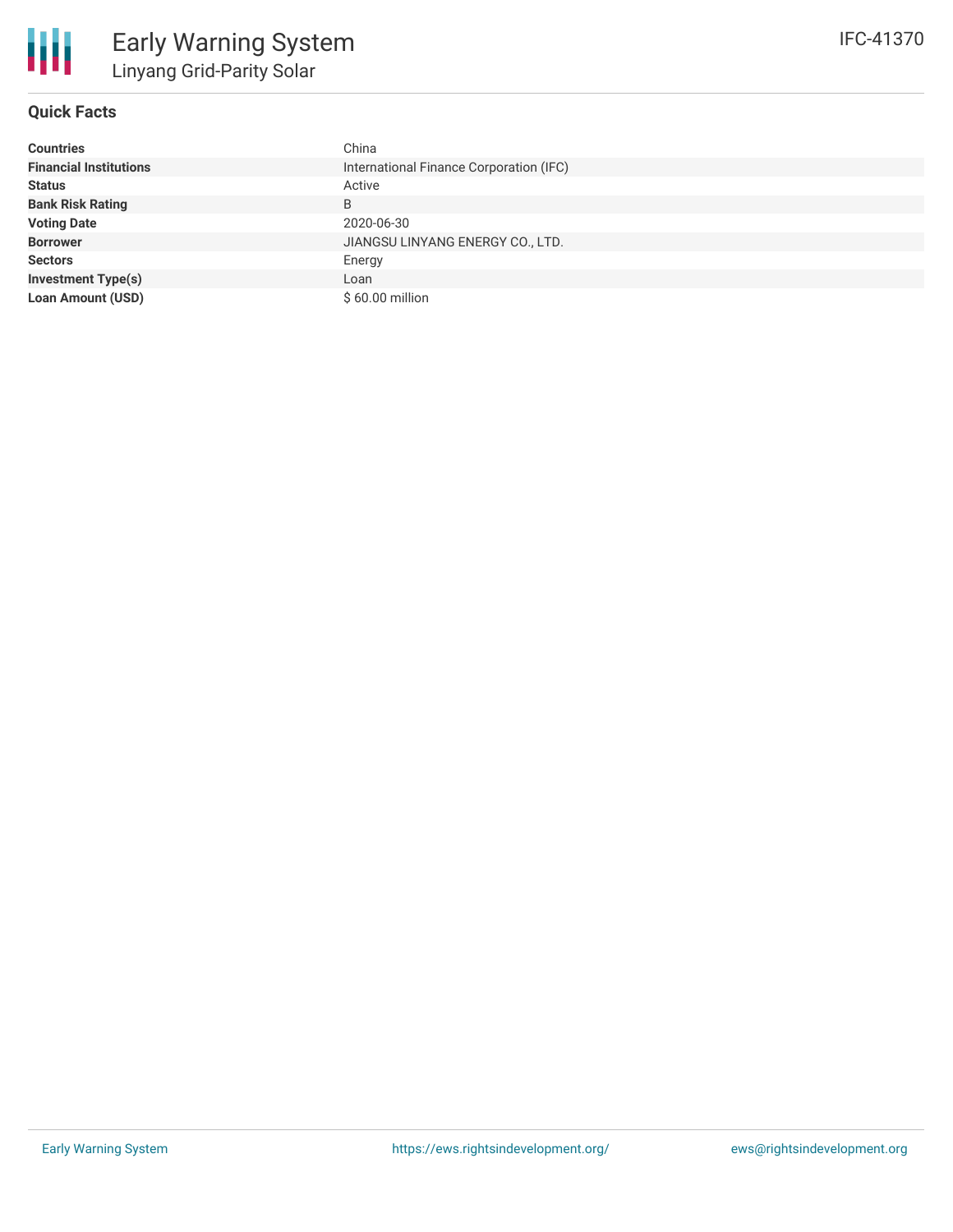## Quick Facts

| | |
|---|---|
| **Countries** | China |
| **Financial Institutions** | International Finance Corporation (IFC) |
| **Status** | Active |
| **Bank Risk Rating** | B |
| **Voting Date** | 2020-06-30 |
| **Borrower** | JIANGSU LINYANG ENERGY CO., LTD. |
| **Sectors** | Energy |
| **Investment Type(s)** | Loan |
| **Loan Amount (USD)** | $ 60.00 million |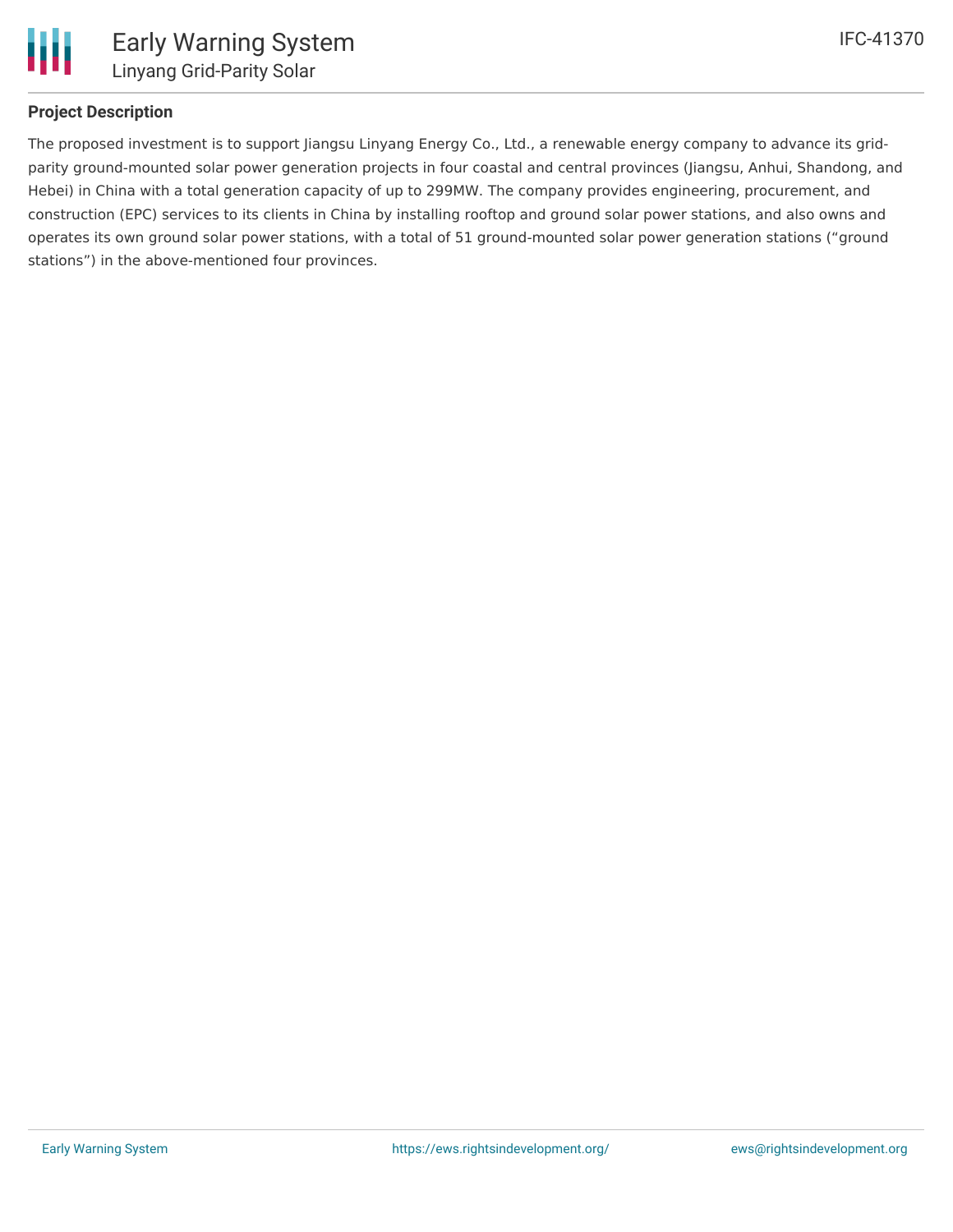## Project Description

The proposed investment is to support Jiangsu Linyang Energy Co., Ltd., a renewable energy company to advance its grid-parity ground-mounted solar power generation projects in four coastal and central provinces (Jiangsu, Anhui, Shandong, and Hebei) in China with a total generation capacity of up to 299MW. The company provides engineering, procurement, and construction (EPC) services to its clients in China by installing rooftop and ground solar power stations, and also owns and operates its own ground solar power stations, with a total of 51 ground-mounted solar power generation stations ("ground stations") in the above-mentioned four provinces.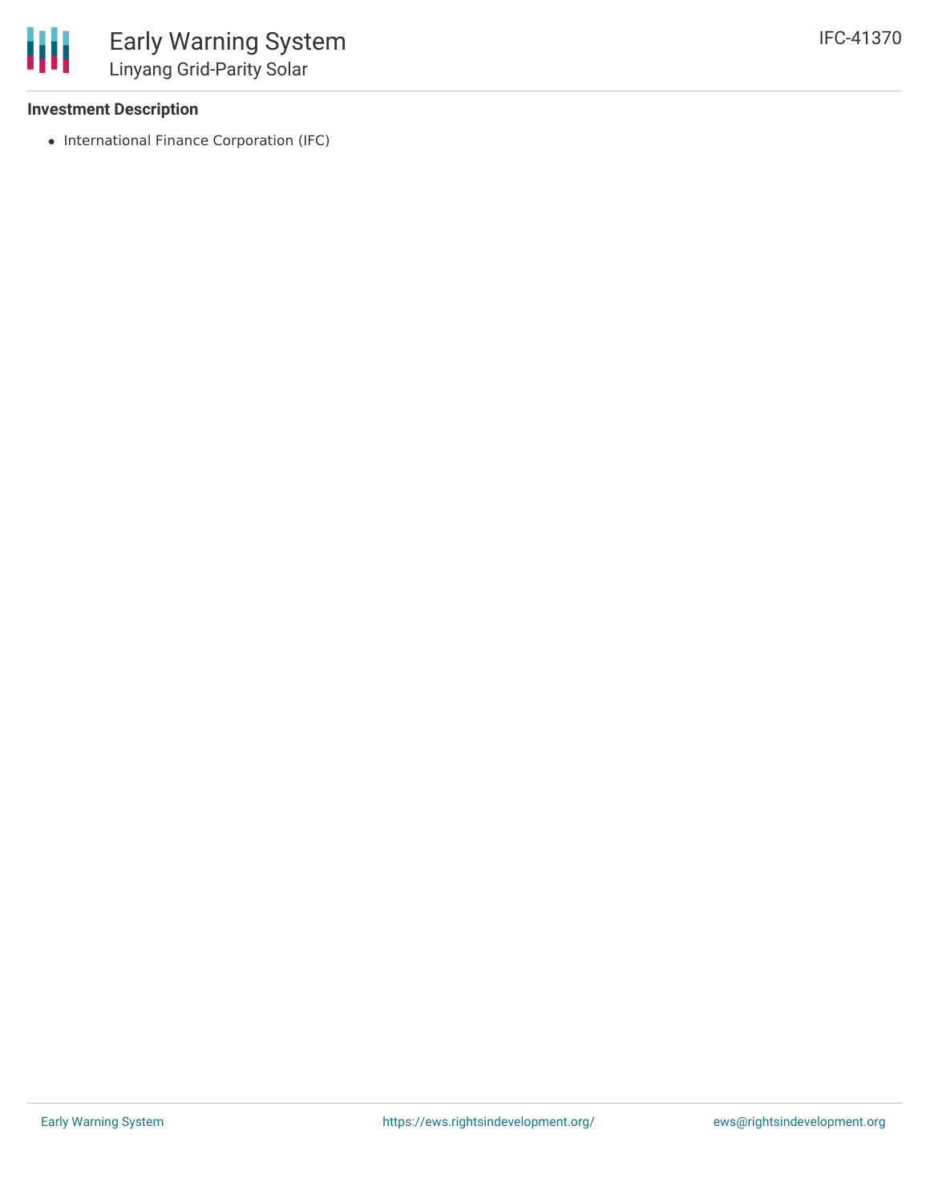### Investment Description

- International Finance Corporation (IFC)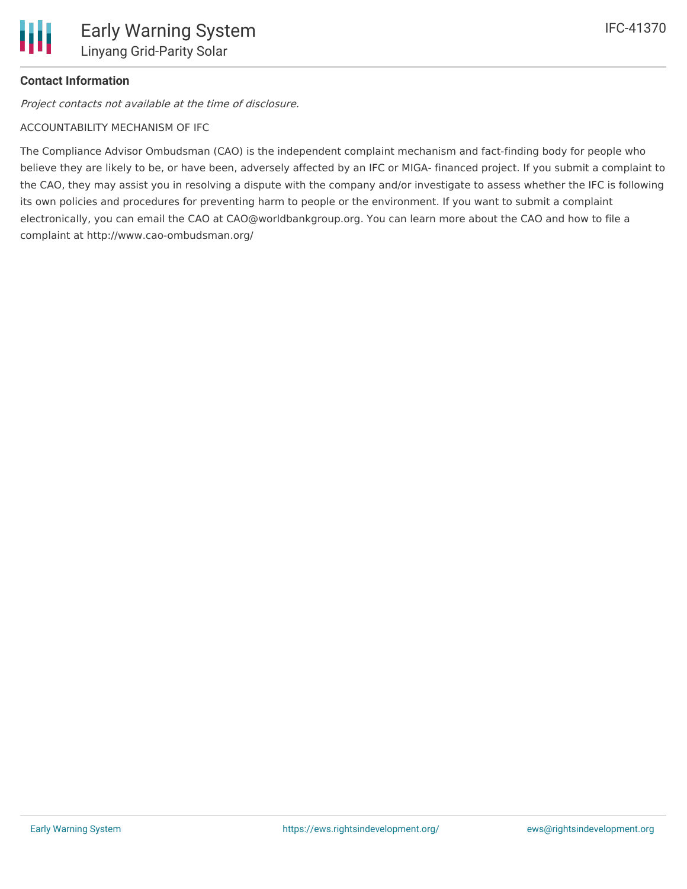**Contact Information**

*Project contacts not available at the time of disclosure.*

ACCOUNTABILITY MECHANISM OF IFC

The Compliance Advisor Ombudsman (CAO) is the independent complaint mechanism and fact-finding body for people who believe they are likely to be, or have been, adversely affected by an IFC or MIGA- financed project. If you submit a complaint to the CAO, they may assist you in resolving a dispute with the company and/or investigate to assess whether the IFC is following its own policies and procedures for preventing harm to people or the environment. If you want to submit a complaint electronically, you can email the CAO at CAO@worldbankgroup.org. You can learn more about the CAO and how to file a complaint at http://www.cao-ombudsman.org/